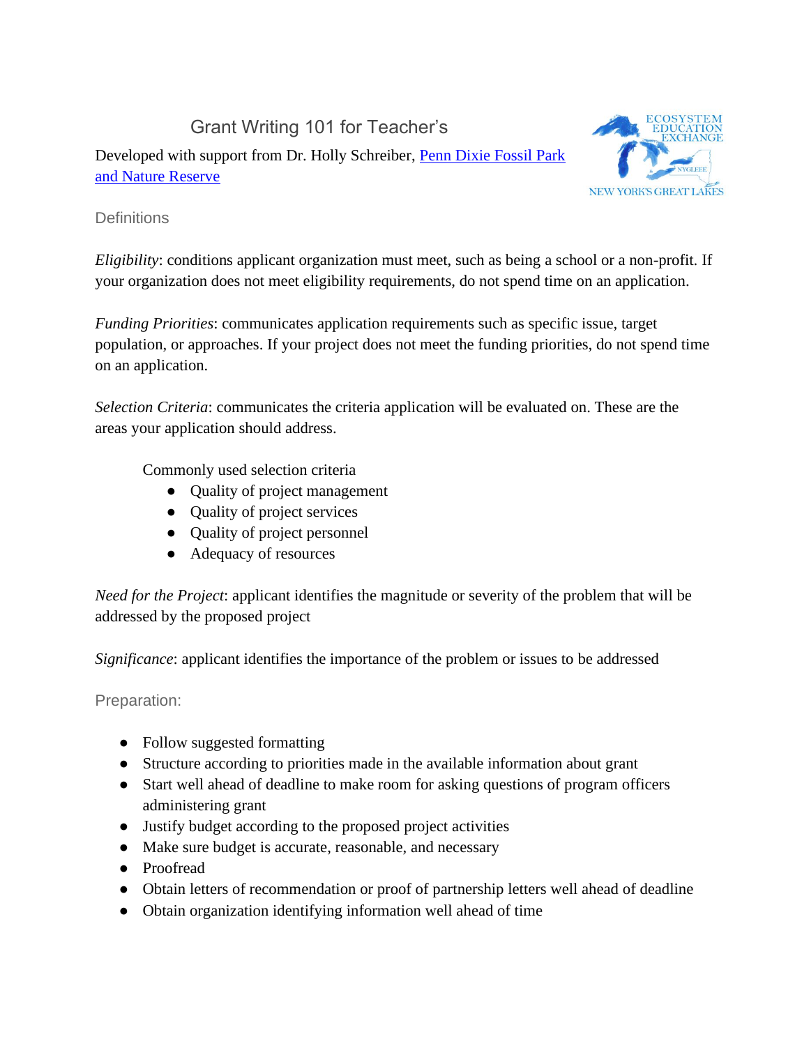# Grant Writing 101 for Teacher's

Developed with support from Dr. Holly Schreiber, [Penn Dixie Fossil Park and Nature Reserve]

ECOSYSTEM EDUCATION EXCHANGE
NYGLEEE
NEW YORK'S GREAT LAKES

## Definitions

*Eligibility*: conditions applicant organization must meet, such as being a school or a non-profit. If your organization does not meet eligibility requirements, do not spend time on an application.

*Funding Priorities*: communicates application requirements such as specific issue, target population, or approaches. If your project does not meet the funding priorities, do not spend time on an application.

*Selection Criteria*: communicates the criteria application will be evaluated on. These are the areas your application should address.

Commonly used selection criteria

- Quality of project management
- Quality of project services
- Quality of project personnel
- Adequacy of resources

*Need for the Project*: applicant identifies the magnitude or severity of the problem that will be addressed by the proposed project

*Significance*: applicant identifies the importance of the problem or issues to be addressed

## Preparation:

- Follow suggested formatting
- Structure according to priorities made in the available information about grant
- Start well ahead of deadline to make room for asking questions of program officers administering grant
- Justify budget according to the proposed project activities
- Make sure budget is accurate, reasonable, and necessary
- Proofread
- Obtain letters of recommendation or proof of partnership letters well ahead of deadline
- Obtain organization identifying information well ahead of time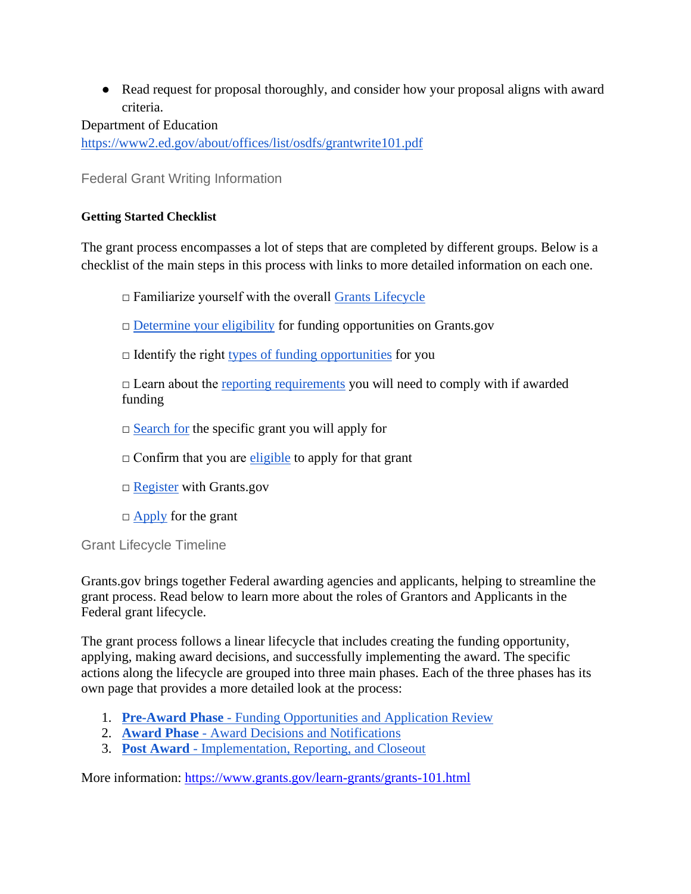- Read request for proposal thoroughly, and consider how your proposal aligns with award criteria.

Department of Education
https://www2.ed.gov/about/offices/list/osdfs/grantwrite101.pdf

## Federal Grant Writing Information

**Getting Started Checklist**

The grant process encompasses a lot of steps that are completed by different groups. Below is a checklist of the main steps in this process with links to more detailed information on each one.

□ Familiarize yourself with the overall Grants Lifecycle

□ Determine your eligibility for funding opportunities on Grants.gov

□ Identify the right types of funding opportunities for you

□ Learn about the reporting requirements you will need to comply with if awarded funding

□ Search for the specific grant you will apply for

□ Confirm that you are eligible to apply for that grant

□ Register with Grants.gov

□ Apply for the grant

## Grant Lifecycle Timeline

Grants.gov brings together Federal awarding agencies and applicants, helping to streamline the grant process. Read below to learn more about the roles of Grantors and Applicants in the Federal grant lifecycle.

The grant process follows a linear lifecycle that includes creating the funding opportunity, applying, making award decisions, and successfully implementing the award. The specific actions along the lifecycle are grouped into three main phases. Each of the three phases has its own page that provides a more detailed look at the process:

1. **Pre-Award Phase** - Funding Opportunities and Application Review
2. **Award Phase** - Award Decisions and Notifications
3. **Post Award** - Implementation, Reporting, and Closeout

More information: https://www.grants.gov/learn-grants/grants-101.html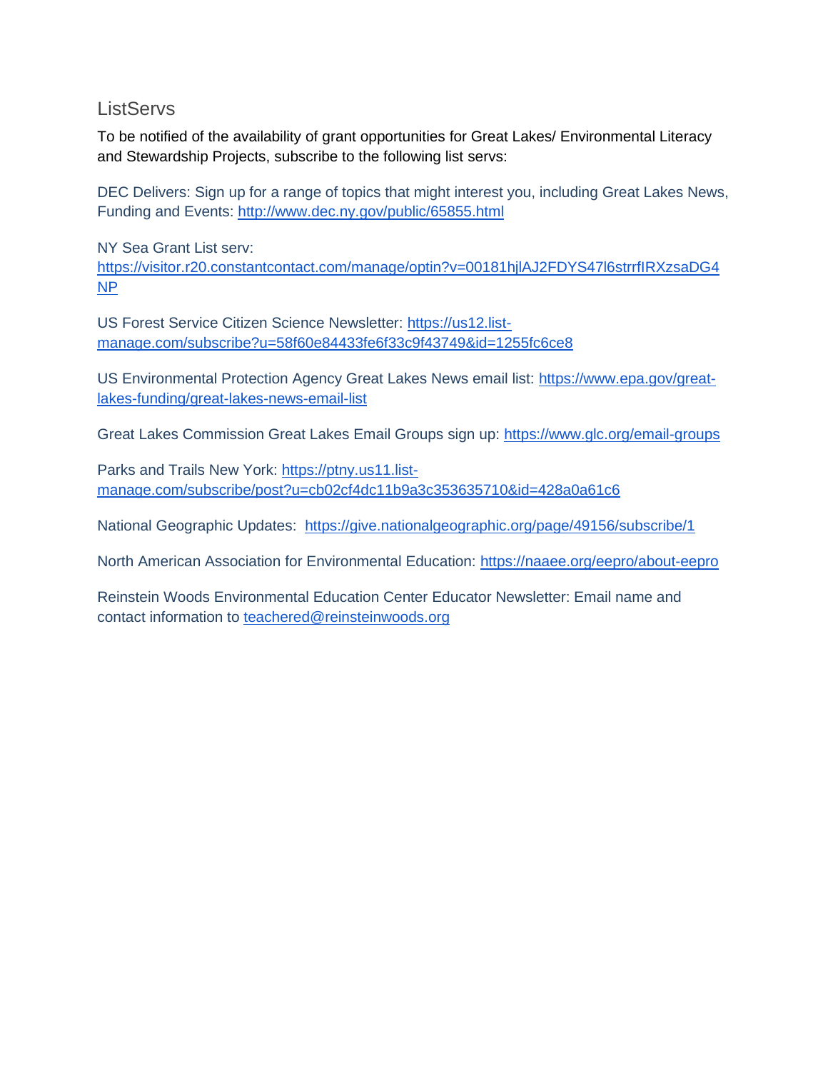## ListServs

To be notified of the availability of grant opportunities for Great Lakes/ Environmental Literacy and Stewardship Projects, subscribe to the following list servs:

DEC Delivers: Sign up for a range of topics that might interest you, including Great Lakes News, Funding and Events: http://www.dec.ny.gov/public/65855.html

NY Sea Grant List serv: https://visitor.r20.constantcontact.com/manage/optin?v=00181hjlAJ2FDYS47l6strrfIRXzsaDG4NP

US Forest Service Citizen Science Newsletter: https://us12.list-manage.com/subscribe?u=58f60e84433fe6f33c9f43749&id=1255fc6ce8

US Environmental Protection Agency Great Lakes News email list: https://www.epa.gov/great-lakes-funding/great-lakes-news-email-list

Great Lakes Commission Great Lakes Email Groups sign up: https://www.glc.org/email-groups

Parks and Trails New York: https://ptny.us11.list-manage.com/subscribe/post?u=cb02cf4dc11b9a3c353635710&id=428a0a61c6

National Geographic Updates: https://give.nationalgeographic.org/page/49156/subscribe/1

North American Association for Environmental Education: https://naaee.org/eepro/about-eepro

Reinstein Woods Environmental Education Center Educator Newsletter: Email name and contact information to teachered@reinsteinwoods.org